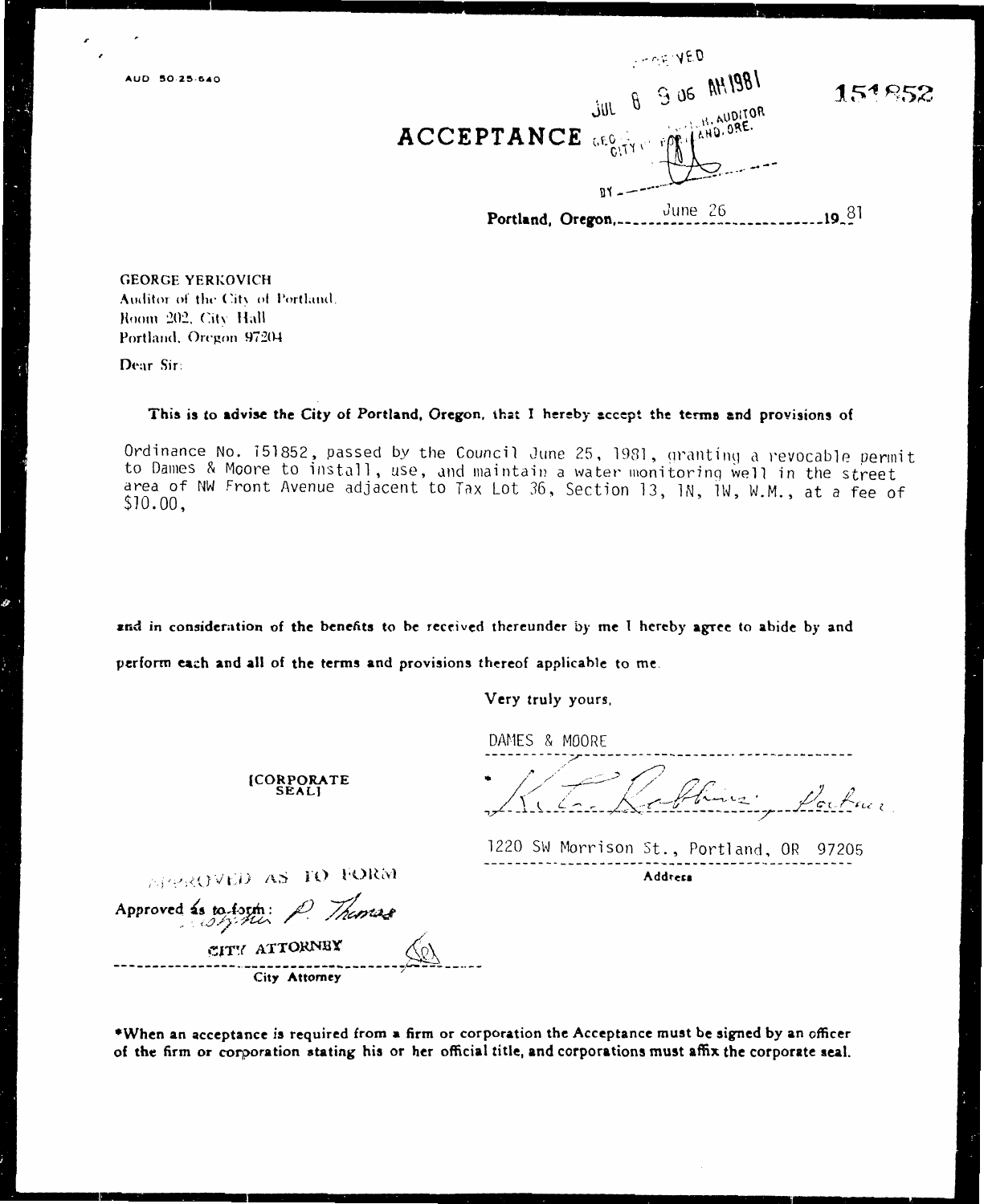AUD 50-25-640

RECEIVED
JUL 8 9 06 AM 1981
GEO. ... CITY AUDITOR
CITY OF PORTLAND, ORE.
BY

151852

# ACCEPTANCE

Portland, Oregon, June 26 19 81

GEORGE YERKOVICH
Auditor of the City of Portland,
Room 202, City Hall
Portland, Oregon 97204

Dear Sir:

**This is to advise the City of Portland, Oregon, that I hereby accept the terms and provisions of**

Ordinance No. 151852, passed by the Council June 25, 1981, granting a revocable permit to Dames & Moore to install, use, and maintain a water monitoring well in the street area of NW Front Avenue adjacent to Tax Lot 36, Section 13, 1N, 1W, W.M., at a fee of $10.00,

**and in consideration of the benefits to be received thereunder by me I hereby agree to abide by and perform each and all of the terms and provisions thereof applicable to me.**

Very truly yours,

DAMES & MOORE

\* [Signature], Partner

[CORPORATE SEAL]

1220 SW Morrison St., Portland, OR 97205

Address

APPROVED AS TO FORM

Approved as to form: P. Thomas

CITY ATTORNEY

City Attorney

**\*When an acceptance is required from a firm or corporation the Acceptance must be signed by an officer of the firm or corporation stating his or her official title, and corporations must affix the corporate seal.**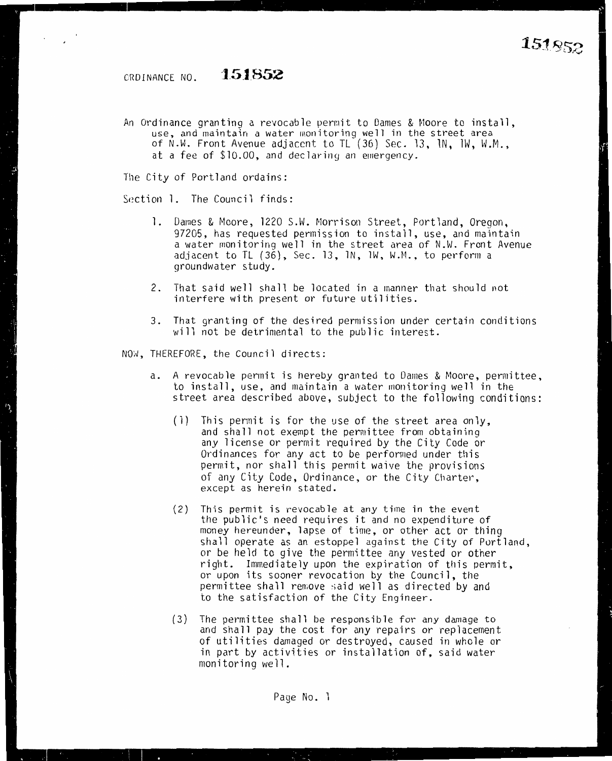ORDINANCE NO. 151852

An Ordinance granting a revocable permit to Dames & Moore to install, use, and maintain a water monitoring well in the street area of N.W. Front Avenue adjacent to TL (36) Sec. 13, 1N, 1W, W.M., at a fee of $10.00, and declaring an emergency.

The City of Portland ordains:

Section 1. The Council finds:

1. Dames & Moore, 1220 S.W. Morrison Street, Portland, Oregon, 97205, has requested permission to install, use, and maintain a water monitoring well in the street area of N.W. Front Avenue adjacent to TL (36), Sec. 13, 1N, 1W, W.M., to perform a groundwater study.

2. That said well shall be located in a manner that should not interfere with present or future utilities.

3. That granting of the desired permission under certain conditions will not be detrimental to the public interest.

NOW, THEREFORE, the Council directs:

a. A revocable permit is hereby granted to Dames & Moore, permittee, to install, use, and maintain a water monitoring well in the street area described above, subject to the following conditions:

   (1) This permit is for the use of the street area only, and shall not exempt the permittee from obtaining any license or permit required by the City Code or Ordinances for any act to be performed under this permit, nor shall this permit waive the provisions of any City Code, Ordinance, or the City Charter, except as herein stated.

   (2) This permit is revocable at any time in the event the public's need requires it and no expenditure of money hereunder, lapse of time, or other act or thing shall operate as an estoppel against the City of Portland, or be held to give the permittee any vested or other right. Immediately upon the expiration of this permit, or upon its sooner revocation by the Council, the permittee shall remove said well as directed by and to the satisfaction of the City Engineer.

   (3) The permittee shall be responsible for any damage to and shall pay the cost for any repairs or replacement of utilities damaged or destroyed, caused in whole or in part by activities or installation of, said water monitoring well.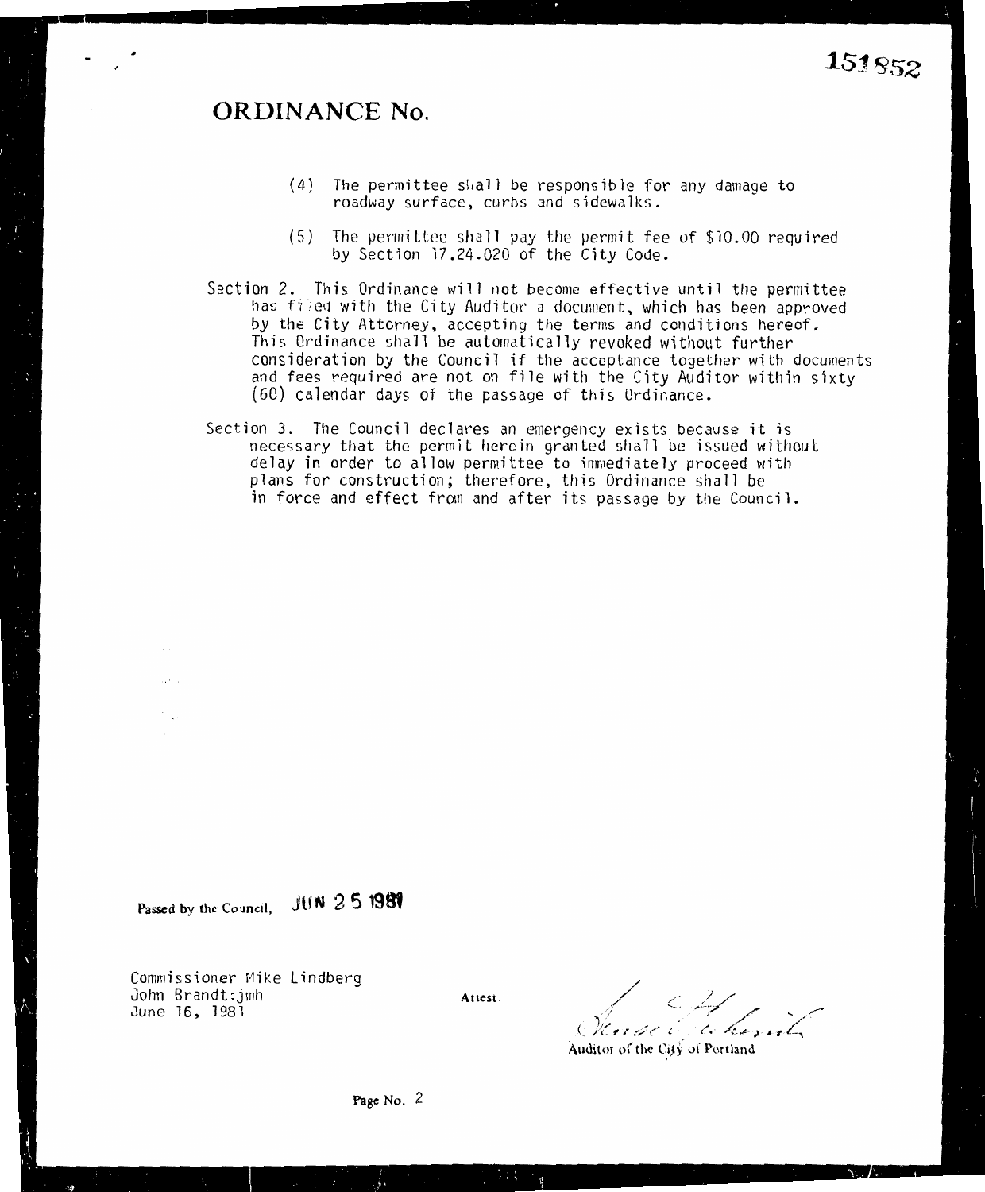151852

# ORDINANCE No.

(4) The permittee shall be responsible for any damage to roadway surface, curbs and sidewalks.

(5) The permittee shall pay the permit fee of $10.00 required by Section 17.24.020 of the City Code.

Section 2. This Ordinance will not become effective until the permittee has filed with the City Auditor a document, which has been approved by the City Attorney, accepting the terms and conditions hereof. This Ordinance shall be automatically revoked without further consideration by the Council if the acceptance together with documents and fees required are not on file with the City Auditor within sixty (60) calendar days of the passage of this Ordinance.

Section 3. The Council declares an emergency exists because it is necessary that the permit herein granted shall be issued without delay in order to allow permittee to immediately proceed with plans for construction; therefore, this Ordinance shall be in force and effect from and after its passage by the Council.

Passed by the Council, JUN 25 1981

Commissioner Mike Lindberg
John Brandt:jmh
June 16, 1981

Attest:

Auditor of the City of Portland

Page No. 2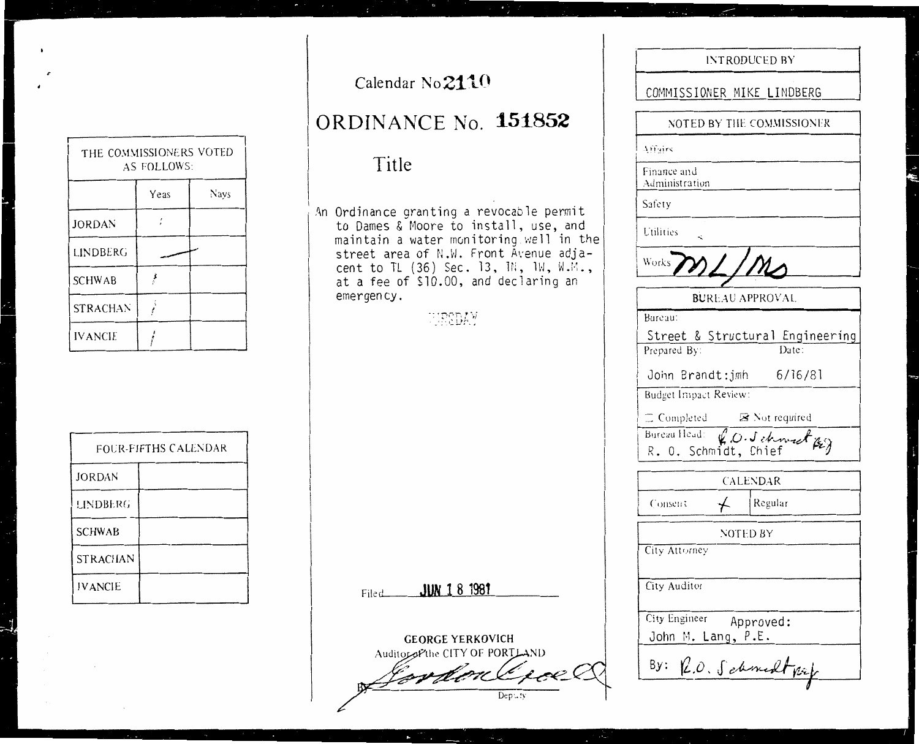| THE COMMISSIONERS VOTED AS FOLLOWS: | | |
|---|---|---|
| | Yeas | Nays |
| JORDAN | / | |
| LINDBERG | — | |
| SCHWAB | / | |
| STRACHAN | / | |
| IVANCIE | / | |

| FOUR-FIFTHS CALENDAR | |
|---|---|
| JORDAN | |
| LINDBERG | |
| SCHWAB | |
| STRACHAN | |
| IVANCIE | |

Calendar No 2110

# ORDINANCE No. 151852

## Title

An Ordinance granting a revocable permit to Dames & Moore to install, use, and maintain a water monitoring well in the street area of N.W. Front Avenue adjacent to TL (36) Sec. 13, 1N, 1W, W.M., at a fee of $10.00, and declaring an emergency.

THURSDAY

Filed JUN 18 1981

GEORGE YERKOVICH
Auditor of the CITY OF PORTLAND

By Gordon Cross
Deputy

| INTRODUCED BY |
|---|
| COMMISSIONER MIKE LINDBERG |

| NOTED BY THE COMMISSIONER | |
|---|---|
| Affairs | |
| Finance and Administration | |
| Safety | |
| Utilities | |
| Works | ML/MS |

| BUREAU APPROVAL | |
|---|---|
| Bureau: Street & Structural Engineering | |
| Prepared By: John Brandt:jmh | Date: 6/16/81 |
| Budget Impact Review: ☐ Completed ☒ Not required | |
| Bureau Head: R. O. Schmidt, Chief | |

| CALENDAR | |
|---|---|
| Consent ✗ | Regular |

| NOTED BY |
|---|
| City Attorney |
| City Auditor |
| City Engineer Approved: John M. Lang, P.E. By: R.O. Schmidt |